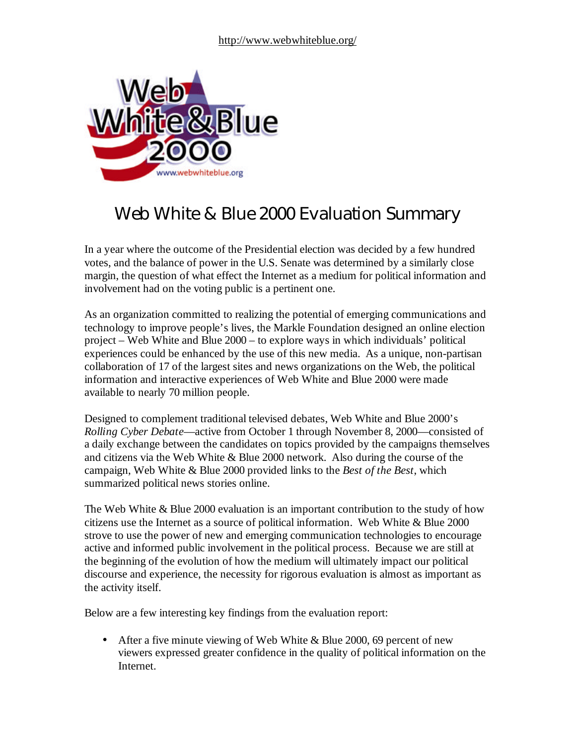http://www.webwhiteblue.org/

# Web White & Blue 2000 Evaluation Summary

In a year where the outcome of the Presidential election was decided by a few hundred votes, and the balance of power in the U.S. Senate was determined by a similarly close margin, the question of what effect the Internet as a medium for political information and involvement had on the voting public is a pertinent one.

As an organization committed to realizing the potential of emerging communications and technology to improve people's lives, the Markle Foundation designed an online election project – Web White and Blue 2000 – to explore ways in which individuals' political experiences could be enhanced by the use of this new media. As a unique, non-partisan collaboration of 17 of the largest sites and news organizations on the Web, the political information and interactive experiences of Web White and Blue 2000 were made available to nearly 70 million people.

Designed to complement traditional televised debates, Web White and Blue 2000's *Rolling Cyber Debate*—active from October 1 through November 8, 2000—consisted of a daily exchange between the candidates on topics provided by the campaigns themselves and citizens via the Web White & Blue 2000 network. Also during the course of the campaign, Web White & Blue 2000 provided links to the *Best of the Best*, which summarized political news stories online.

The Web White & Blue 2000 evaluation is an important contribution to the study of how citizens use the Internet as a source of political information. Web White & Blue 2000 strove to use the power of new and emerging communication technologies to encourage active and informed public involvement in the political process. Because we are still at the beginning of the evolution of how the medium will ultimately impact our political discourse and experience, the necessity for rigorous evaluation is almost as important as the activity itself.

Below are a few interesting key findings from the evaluation report:

- After a five minute viewing of Web White & Blue 2000, 69 percent of new viewers expressed greater confidence in the quality of political information on the Internet.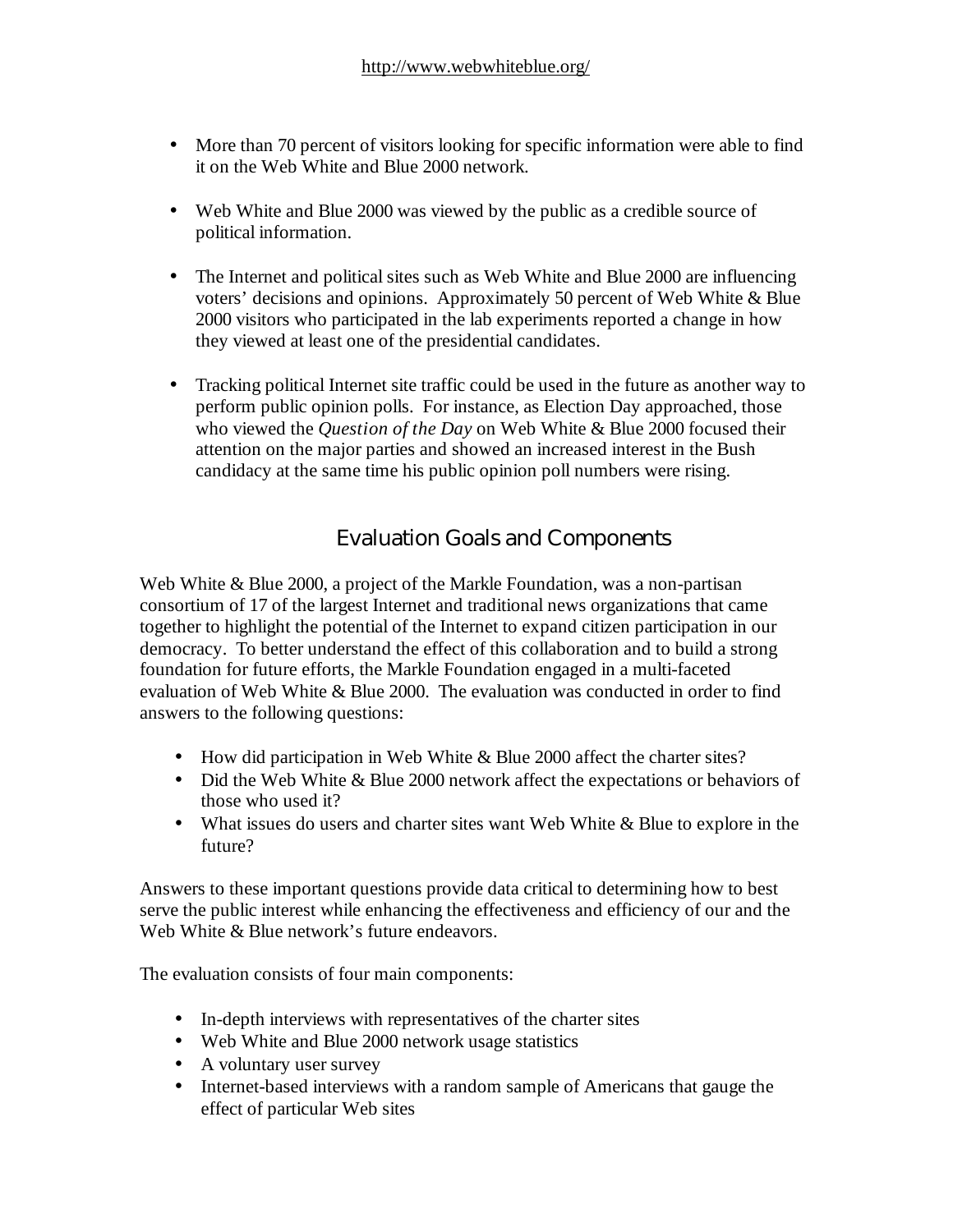- More than 70 percent of visitors looking for specific information were able to find it on the Web White and Blue 2000 network.

- Web White and Blue 2000 was viewed by the public as a credible source of political information.

- The Internet and political sites such as Web White and Blue 2000 are influencing voters' decisions and opinions. Approximately 50 percent of Web White & Blue 2000 visitors who participated in the lab experiments reported a change in how they viewed at least one of the presidential candidates.

- Tracking political Internet site traffic could be used in the future as another way to perform public opinion polls. For instance, as Election Day approached, those who viewed the *Question of the Day* on Web White & Blue 2000 focused their attention on the major parties and showed an increased interest in the Bush candidacy at the same time his public opinion poll numbers were rising.

## Evaluation Goals and Components

Web White & Blue 2000, a project of the Markle Foundation, was a non-partisan consortium of 17 of the largest Internet and traditional news organizations that came together to highlight the potential of the Internet to expand citizen participation in our democracy. To better understand the effect of this collaboration and to build a strong foundation for future efforts, the Markle Foundation engaged in a multi-faceted evaluation of Web White & Blue 2000. The evaluation was conducted in order to find answers to the following questions:

- How did participation in Web White & Blue 2000 affect the charter sites?
- Did the Web White & Blue 2000 network affect the expectations or behaviors of those who used it?
- What issues do users and charter sites want Web White & Blue to explore in the future?

Answers to these important questions provide data critical to determining how to best serve the public interest while enhancing the effectiveness and efficiency of our and the Web White & Blue network's future endeavors.

The evaluation consists of four main components:

- In-depth interviews with representatives of the charter sites
- Web White and Blue 2000 network usage statistics
- A voluntary user survey
- Internet-based interviews with a random sample of Americans that gauge the effect of particular Web sites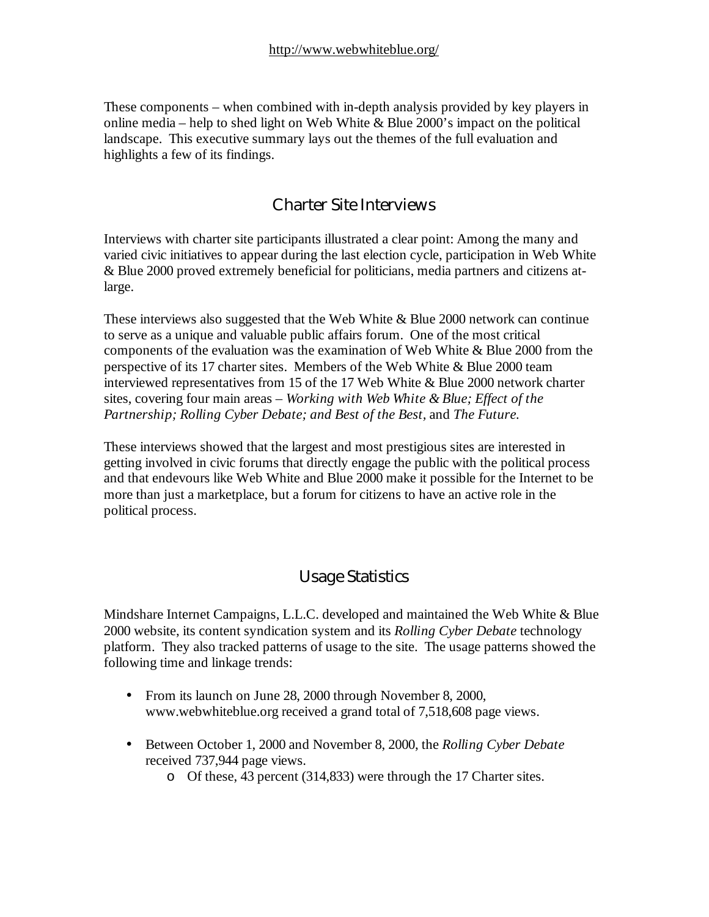These components – when combined with in-depth analysis provided by key players in online media – help to shed light on Web White & Blue 2000's impact on the political landscape. This executive summary lays out the themes of the full evaluation and highlights a few of its findings.

## Charter Site Interviews

Interviews with charter site participants illustrated a clear point: Among the many and varied civic initiatives to appear during the last election cycle, participation in Web White & Blue 2000 proved extremely beneficial for politicians, media partners and citizens at-large.

These interviews also suggested that the Web White & Blue 2000 network can continue to serve as a unique and valuable public affairs forum. One of the most critical components of the evaluation was the examination of Web White & Blue 2000 from the perspective of its 17 charter sites. Members of the Web White & Blue 2000 team interviewed representatives from 15 of the 17 Web White & Blue 2000 network charter sites, covering four main areas – *Working with Web White & Blue; Effect of the Partnership; Rolling Cyber Debate; and Best of the Best,* and *The Future.*

These interviews showed that the largest and most prestigious sites are interested in getting involved in civic forums that directly engage the public with the political process and that endevours like Web White and Blue 2000 make it possible for the Internet to be more than just a marketplace, but a forum for citizens to have an active role in the political process.

## Usage Statistics

Mindshare Internet Campaigns, L.L.C. developed and maintained the Web White & Blue 2000 website, its content syndication system and its *Rolling Cyber Debate* technology platform. They also tracked patterns of usage to the site. The usage patterns showed the following time and linkage trends:

- From its launch on June 28, 2000 through November 8, 2000, www.webwhiteblue.org received a grand total of 7,518,608 page views.
- Between October 1, 2000 and November 8, 2000, the *Rolling Cyber Debate* received 737,944 page views.
  - Of these, 43 percent (314,833) were through the 17 Charter sites.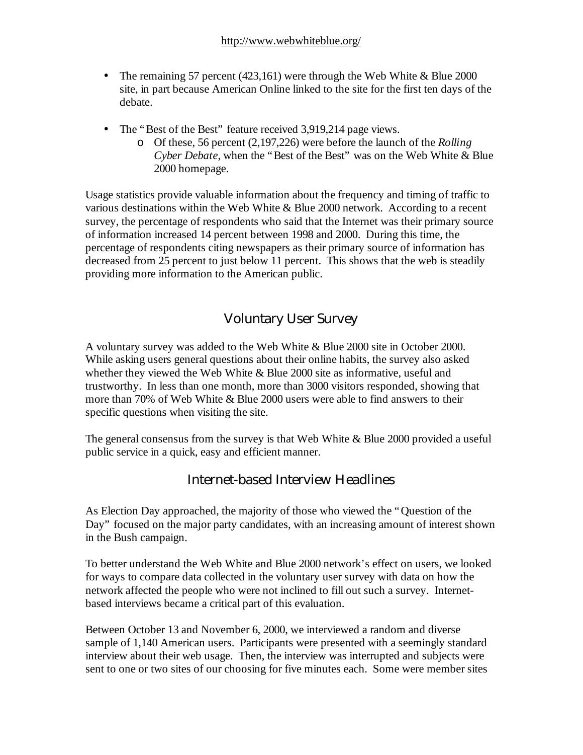- The remaining 57 percent (423,161) were through the Web White & Blue 2000 site, in part because American Online linked to the site for the first ten days of the debate.

- The "Best of the Best" feature received 3,919,214 page views.
    - Of these, 56 percent (2,197,226) were before the launch of the *Rolling Cyber Debate*, when the "Best of the Best" was on the Web White & Blue 2000 homepage.

Usage statistics provide valuable information about the frequency and timing of traffic to various destinations within the Web White & Blue 2000 network. According to a recent survey, the percentage of respondents who said that the Internet was their primary source of information increased 14 percent between 1998 and 2000. During this time, the percentage of respondents citing newspapers as their primary source of information has decreased from 25 percent to just below 11 percent. This shows that the web is steadily providing more information to the American public.

## Voluntary User Survey

A voluntary survey was added to the Web White & Blue 2000 site in October 2000. While asking users general questions about their online habits, the survey also asked whether they viewed the Web White & Blue 2000 site as informative, useful and trustworthy. In less than one month, more than 3000 visitors responded, showing that more than 70% of Web White & Blue 2000 users were able to find answers to their specific questions when visiting the site.

The general consensus from the survey is that Web White & Blue 2000 provided a useful public service in a quick, easy and efficient manner.

## Internet-based Interview Headlines

As Election Day approached, the majority of those who viewed the "Question of the Day" focused on the major party candidates, with an increasing amount of interest shown in the Bush campaign.

To better understand the Web White and Blue 2000 network's effect on users, we looked for ways to compare data collected in the voluntary user survey with data on how the network affected the people who were not inclined to fill out such a survey. Internet-based interviews became a critical part of this evaluation.

Between October 13 and November 6, 2000, we interviewed a random and diverse sample of 1,140 American users. Participants were presented with a seemingly standard interview about their web usage. Then, the interview was interrupted and subjects were sent to one or two sites of our choosing for five minutes each. Some were member sites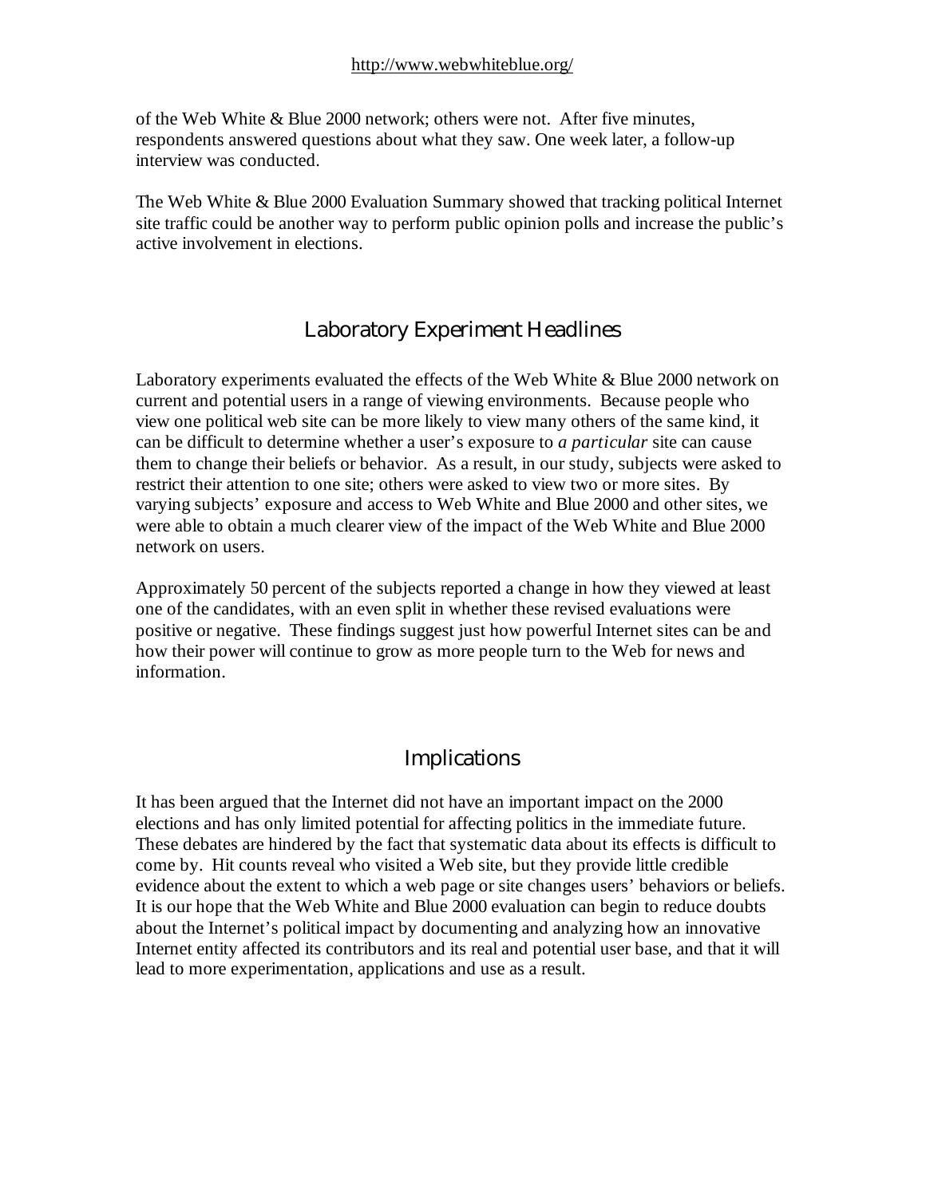of the Web White & Blue 2000 network; others were not. After five minutes, respondents answered questions about what they saw. One week later, a follow-up interview was conducted.

The Web White & Blue 2000 Evaluation Summary showed that tracking political Internet site traffic could be another way to perform public opinion polls and increase the public's active involvement in elections.

## Laboratory Experiment Headlines

Laboratory experiments evaluated the effects of the Web White & Blue 2000 network on current and potential users in a range of viewing environments. Because people who view one political web site can be more likely to view many others of the same kind, it can be difficult to determine whether a user's exposure to *a particular* site can cause them to change their beliefs or behavior. As a result, in our study, subjects were asked to restrict their attention to one site; others were asked to view two or more sites. By varying subjects' exposure and access to Web White and Blue 2000 and other sites, we were able to obtain a much clearer view of the impact of the Web White and Blue 2000 network on users.

Approximately 50 percent of the subjects reported a change in how they viewed at least one of the candidates, with an even split in whether these revised evaluations were positive or negative. These findings suggest just how powerful Internet sites can be and how their power will continue to grow as more people turn to the Web for news and information.

## Implications

It has been argued that the Internet did not have an important impact on the 2000 elections and has only limited potential for affecting politics in the immediate future. These debates are hindered by the fact that systematic data about its effects is difficult to come by. Hit counts reveal who visited a Web site, but they provide little credible evidence about the extent to which a web page or site changes users' behaviors or beliefs. It is our hope that the Web White and Blue 2000 evaluation can begin to reduce doubts about the Internet's political impact by documenting and analyzing how an innovative Internet entity affected its contributors and its real and potential user base, and that it will lead to more experimentation, applications and use as a result.